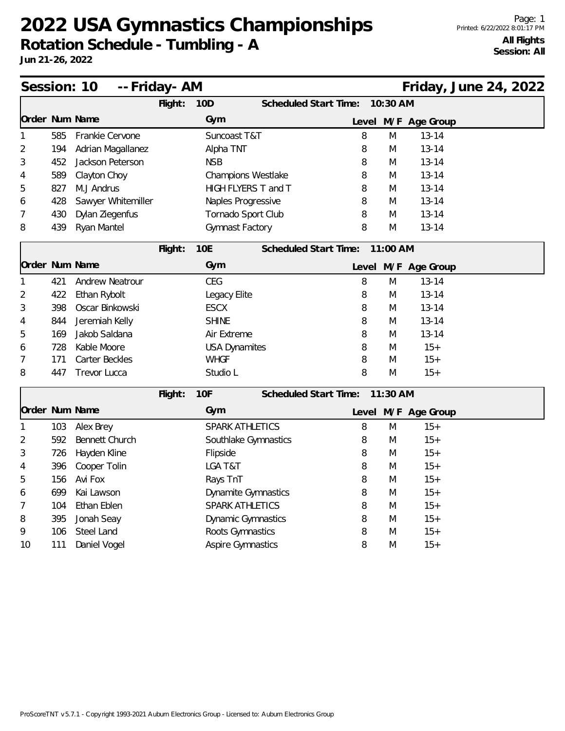# 2022 USA Gymnastics Championships

**Rotation Schedule - Tumbling - A**

**Jun 21-26, 2022**

Printed: 6/22/2022 8:01:17 PM

**All Flights**
**Session: All**

## Session: 10 -- Friday- AM — Friday, June 24, 2022

**Flight: 10D — Scheduled Start Time: 10:30 AM**

| Order | Num | Name | Gym | Level | M/F | Age Group |
|---|---|---|---|---|---|---|
| 1 | 585 | Frankie Cervone | Suncoast T&T | 8 | M | 13-14 |
| 2 | 194 | Adrian Magallanez | Alpha TNT | 8 | M | 13-14 |
| 3 | 452 | Jackson Peterson | NSB | 8 | M | 13-14 |
| 4 | 589 | Clayton Choy | Champions Westlake | 8 | M | 13-14 |
| 5 | 827 | M.J Andrus | HIGH FLYERS T and T | 8 | M | 13-14 |
| 6 | 428 | Sawyer Whitemiller | Naples Progressive | 8 | M | 13-14 |
| 7 | 430 | Dylan Ziegenfus | Tornado Sport Club | 8 | M | 13-14 |
| 8 | 439 | Ryan Mantel | Gymnast Factory | 8 | M | 13-14 |

**Flight: 10E — Scheduled Start Time: 11:00 AM**

| Order | Num | Name | Gym | Level | M/F | Age Group |
|---|---|---|---|---|---|---|
| 1 | 421 | Andrew Neatrour | CEG | 8 | M | 13-14 |
| 2 | 422 | Ethan Rybolt | Legacy Elite | 8 | M | 13-14 |
| 3 | 398 | Oscar Binkowski | ESCX | 8 | M | 13-14 |
| 4 | 844 | Jeremiah Kelly | SHINE | 8 | M | 13-14 |
| 5 | 169 | Jakob Saldana | Air Extreme | 8 | M | 13-14 |
| 6 | 728 | Kable Moore | USA Dynamites | 8 | M | 15+ |
| 7 | 171 | Carter Beckles | WHGF | 8 | M | 15+ |
| 8 | 447 | Trevor Lucca | Studio L | 8 | M | 15+ |

**Flight: 10F — Scheduled Start Time: 11:30 AM**

| Order | Num | Name | Gym | Level | M/F | Age Group |
|---|---|---|---|---|---|---|
| 1 | 103 | Alex Brey | SPARK ATHLETICS | 8 | M | 15+ |
| 2 | 592 | Bennett Church | Southlake Gymnastics | 8 | M | 15+ |
| 3 | 726 | Hayden Kline | Flipside | 8 | M | 15+ |
| 4 | 396 | Cooper Tolin | LGA T&T | 8 | M | 15+ |
| 5 | 156 | Avi Fox | Rays TnT | 8 | M | 15+ |
| 6 | 699 | Kai Lawson | Dynamite Gymnastics | 8 | M | 15+ |
| 7 | 104 | Ethan Eblen | SPARK ATHLETICS | 8 | M | 15+ |
| 8 | 395 | Jonah Seay | Dynamic Gymnastics | 8 | M | 15+ |
| 9 | 106 | Steel Land | Roots Gymnastics | 8 | M | 15+ |
| 10 | 111 | Daniel Vogel | Aspire Gymnastics | 8 | M | 15+ |

ProScoreTNT v5.7.1 - Copyright 1993-2021 Auburn Electronics Group - Licensed to: Auburn Electronics Group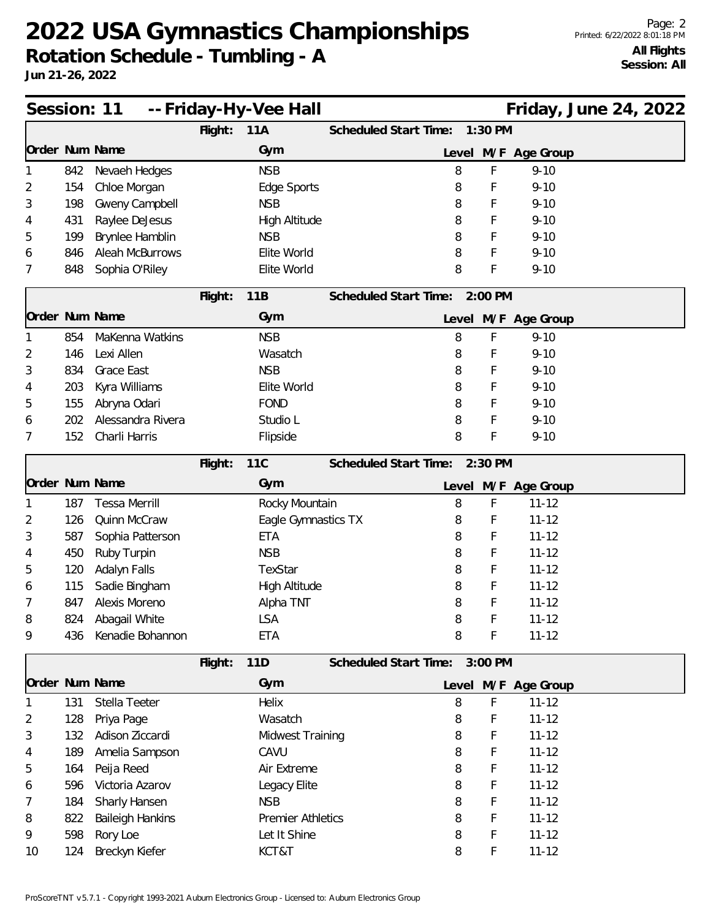# 2022 USA Gymnastics Championships

## Rotation Schedule - Tumbling - A

**Jun 21-26, 2022**

**All Flights**
**Session: All**

## Session: 11 -- Friday-Hy-Vee Hall — Friday, June 24, 2022

### Flight: 11A — Scheduled Start Time: 1:30 PM

| Order | Num | Name | Gym | Level | M/F | Age Group |
|---|---|---|---|---|---|---|
| 1 | 842 | Nevaeh Hedges | NSB | 8 | F | 9-10 |
| 2 | 154 | Chloe Morgan | Edge Sports | 8 | F | 9-10 |
| 3 | 198 | Gweny Campbell | NSB | 8 | F | 9-10 |
| 4 | 431 | Raylee DeJesus | High Altitude | 8 | F | 9-10 |
| 5 | 199 | Brynlee Hamblin | NSB | 8 | F | 9-10 |
| 6 | 846 | Aleah McBurrows | Elite World | 8 | F | 9-10 |
| 7 | 848 | Sophia O'Riley | Elite World | 8 | F | 9-10 |

### Flight: 11B — Scheduled Start Time: 2:00 PM

| Order | Num | Name | Gym | Level | M/F | Age Group |
|---|---|---|---|---|---|---|
| 1 | 854 | MaKenna Watkins | NSB | 8 | F | 9-10 |
| 2 | 146 | Lexi Allen | Wasatch | 8 | F | 9-10 |
| 3 | 834 | Grace East | NSB | 8 | F | 9-10 |
| 4 | 203 | Kyra Williams | Elite World | 8 | F | 9-10 |
| 5 | 155 | Abryna Odari | FOND | 8 | F | 9-10 |
| 6 | 202 | Alessandra Rivera | Studio L | 8 | F | 9-10 |
| 7 | 152 | Charli Harris | Flipside | 8 | F | 9-10 |

### Flight: 11C — Scheduled Start Time: 2:30 PM

| Order | Num | Name | Gym | Level | M/F | Age Group |
|---|---|---|---|---|---|---|
| 1 | 187 | Tessa Merrill | Rocky Mountain | 8 | F | 11-12 |
| 2 | 126 | Quinn McCraw | Eagle Gymnastics TX | 8 | F | 11-12 |
| 3 | 587 | Sophia Patterson | ETA | 8 | F | 11-12 |
| 4 | 450 | Ruby Turpin | NSB | 8 | F | 11-12 |
| 5 | 120 | Adalyn Falls | TexStar | 8 | F | 11-12 |
| 6 | 115 | Sadie Bingham | High Altitude | 8 | F | 11-12 |
| 7 | 847 | Alexis Moreno | Alpha TNT | 8 | F | 11-12 |
| 8 | 824 | Abagail White | LSA | 8 | F | 11-12 |
| 9 | 436 | Kenadie Bohannon | ETA | 8 | F | 11-12 |

### Flight: 11D — Scheduled Start Time: 3:00 PM

| Order | Num | Name | Gym | Level | M/F | Age Group |
|---|---|---|---|---|---|---|
| 1 | 131 | Stella Teeter | Helix | 8 | F | 11-12 |
| 2 | 128 | Priya Page | Wasatch | 8 | F | 11-12 |
| 3 | 132 | Adison Ziccardi | Midwest Training | 8 | F | 11-12 |
| 4 | 189 | Amelia Sampson | CAVU | 8 | F | 11-12 |
| 5 | 164 | Peija Reed | Air Extreme | 8 | F | 11-12 |
| 6 | 596 | Victoria Azarov | Legacy Elite | 8 | F | 11-12 |
| 7 | 184 | Sharly Hansen | NSB | 8 | F | 11-12 |
| 8 | 822 | Baileigh Hankins | Premier Athletics | 8 | F | 11-12 |
| 9 | 598 | Rory Loe | Let It Shine | 8 | F | 11-12 |
| 10 | 124 | Breckyn Kiefer | KCT&T | 8 | F | 11-12 |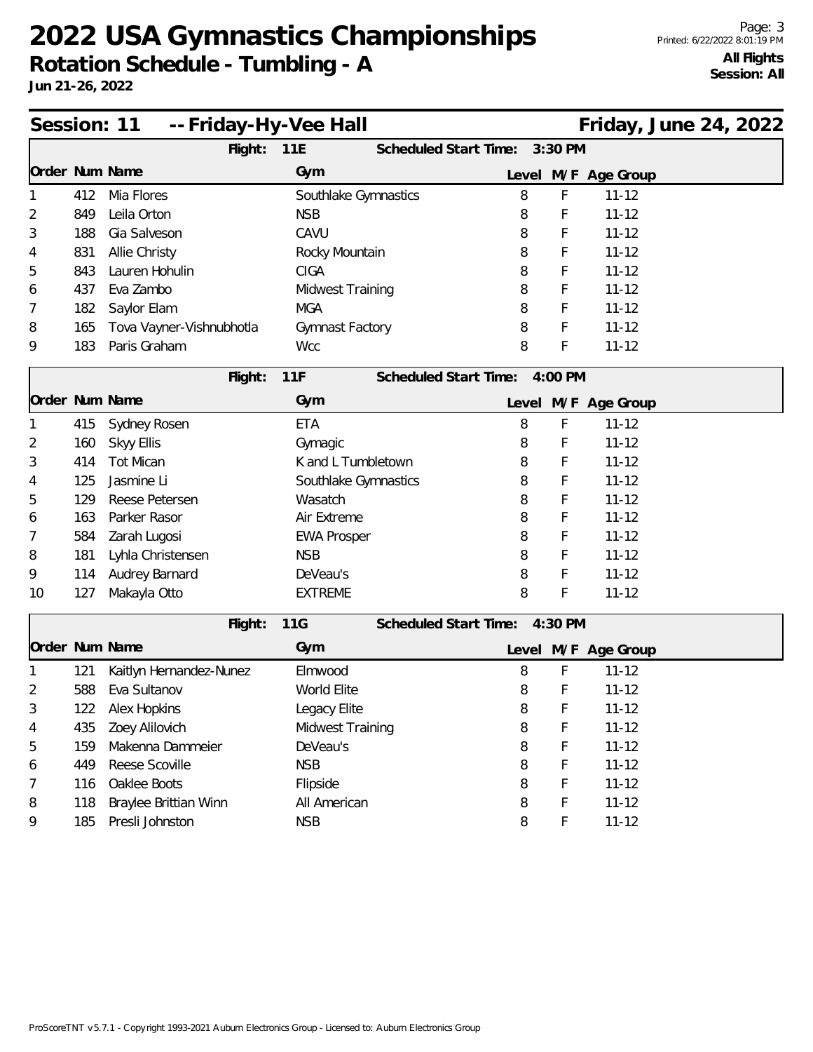# 2022 USA Gymnastics Championships

**Rotation Schedule - Tumbling - A**

**Jun 21-26, 2022**

Printed: 6/22/2022 8:01:19 PM

**All Flights**
**Session: All**

## Session: 11 -- Friday-Hy-Vee Hall — Friday, June 24, 2022

**Flight: 11E — Scheduled Start Time: 3:30 PM**

| Order | Num | Name | Gym | Level | M/F | Age Group |
|---|---|---|---|---|---|---|
| 1 | 412 | Mia Flores | Southlake Gymnastics | 8 | F | 11-12 |
| 2 | 849 | Leila Orton | NSB | 8 | F | 11-12 |
| 3 | 188 | Gia Salveson | CAVU | 8 | F | 11-12 |
| 4 | 831 | Allie Christy | Rocky Mountain | 8 | F | 11-12 |
| 5 | 843 | Lauren Hohulin | CIGA | 8 | F | 11-12 |
| 6 | 437 | Eva Zambo | Midwest Training | 8 | F | 11-12 |
| 7 | 182 | Saylor Elam | MGA | 8 | F | 11-12 |
| 8 | 165 | Tova Vayner-Vishnubhotla | Gymnast Factory | 8 | F | 11-12 |
| 9 | 183 | Paris Graham | Wcc | 8 | F | 11-12 |

**Flight: 11F — Scheduled Start Time: 4:00 PM**

| Order | Num | Name | Gym | Level | M/F | Age Group |
|---|---|---|---|---|---|---|
| 1 | 415 | Sydney Rosen | ETA | 8 | F | 11-12 |
| 2 | 160 | Skyy Ellis | Gymagic | 8 | F | 11-12 |
| 3 | 414 | Tot Mican | K and L Tumbletown | 8 | F | 11-12 |
| 4 | 125 | Jasmine Li | Southlake Gymnastics | 8 | F | 11-12 |
| 5 | 129 | Reese Petersen | Wasatch | 8 | F | 11-12 |
| 6 | 163 | Parker Rasor | Air Extreme | 8 | F | 11-12 |
| 7 | 584 | Zarah Lugosi | EWA Prosper | 8 | F | 11-12 |
| 8 | 181 | Lyhla Christensen | NSB | 8 | F | 11-12 |
| 9 | 114 | Audrey Barnard | DeVeau's | 8 | F | 11-12 |
| 10 | 127 | Makayla Otto | EXTREME | 8 | F | 11-12 |

**Flight: 11G — Scheduled Start Time: 4:30 PM**

| Order | Num | Name | Gym | Level | M/F | Age Group |
|---|---|---|---|---|---|---|
| 1 | 121 | Kaitlyn Hernandez-Nunez | Elmwood | 8 | F | 11-12 |
| 2 | 588 | Eva Sultanov | World Elite | 8 | F | 11-12 |
| 3 | 122 | Alex Hopkins | Legacy Elite | 8 | F | 11-12 |
| 4 | 435 | Zoey Alilovich | Midwest Training | 8 | F | 11-12 |
| 5 | 159 | Makenna Dammeier | DeVeau's | 8 | F | 11-12 |
| 6 | 449 | Reese Scoville | NSB | 8 | F | 11-12 |
| 7 | 116 | Oaklee Boots | Flipside | 8 | F | 11-12 |
| 8 | 118 | Braylee Brittian Winn | All American | 8 | F | 11-12 |
| 9 | 185 | Presli Johnston | NSB | 8 | F | 11-12 |

ProScoreTNT v5.7.1 - Copyright 1993-2021 Auburn Electronics Group - Licensed to: Auburn Electronics Group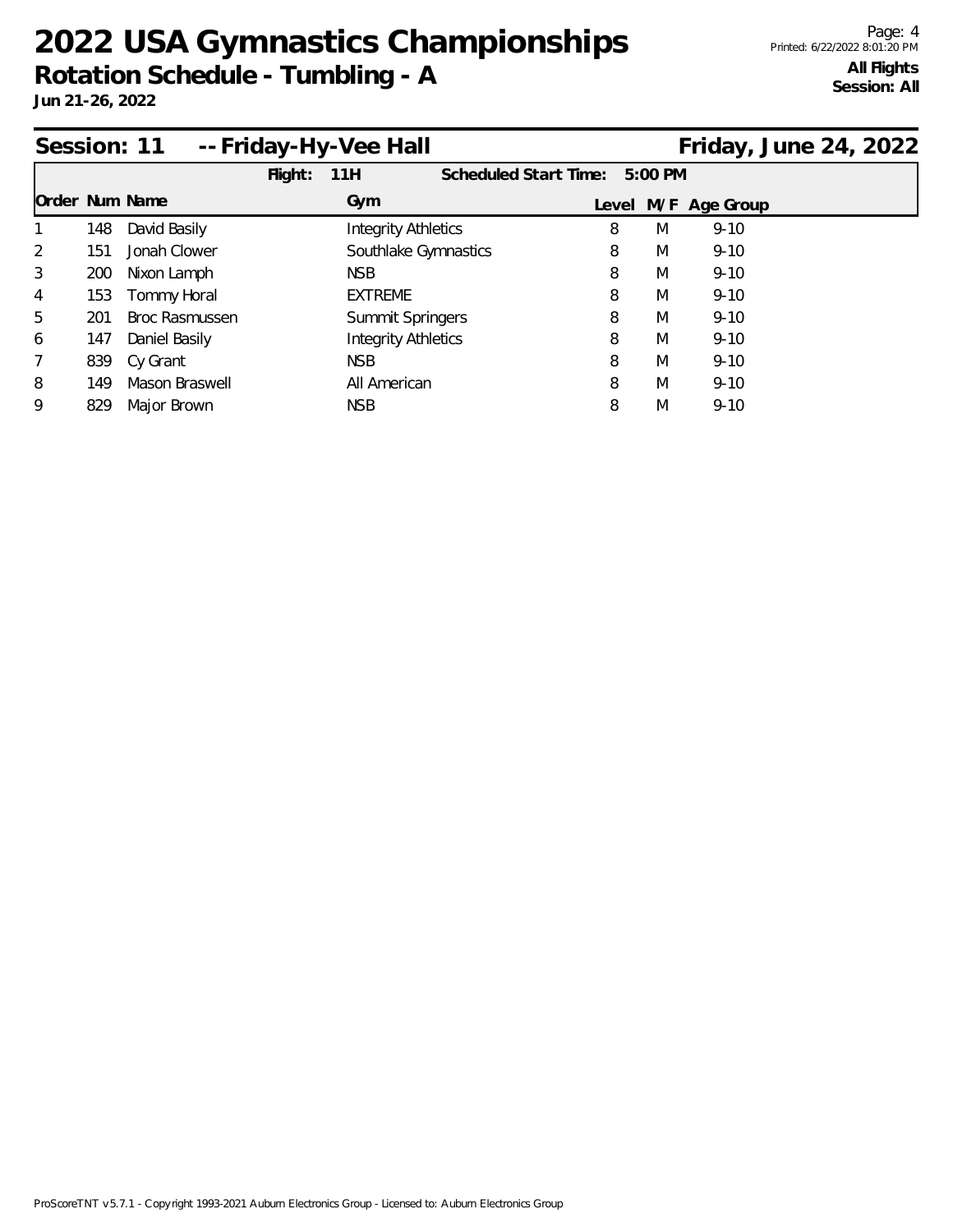# 2022 USA Gymnastics Championships

## Rotation Schedule - Tumbling - A

**Jun 21-26, 2022**

Printed: 6/22/2022 8:01:20 PM

**All Flights**
**Session: All**

## Session: 11 -- Friday-Hy-Vee Hall — Friday, June 24, 2022

**Flight:** 11H **Scheduled Start Time:** 5:00 PM

| Order | Num | Name | Gym | Level | M/F | Age Group |
|---|---|---|---|---|---|---|
| 1 | 148 | David Basily | Integrity Athletics | 8 | M | 9-10 |
| 2 | 151 | Jonah Clower | Southlake Gymnastics | 8 | M | 9-10 |
| 3 | 200 | Nixon Lamph | NSB | 8 | M | 9-10 |
| 4 | 153 | Tommy Horal | EXTREME | 8 | M | 9-10 |
| 5 | 201 | Broc Rasmussen | Summit Springers | 8 | M | 9-10 |
| 6 | 147 | Daniel Basily | Integrity Athletics | 8 | M | 9-10 |
| 7 | 839 | Cy Grant | NSB | 8 | M | 9-10 |
| 8 | 149 | Mason Braswell | All American | 8 | M | 9-10 |
| 9 | 829 | Major Brown | NSB | 8 | M | 9-10 |

ProScoreTNT v5.7.1 - Copyright 1993-2021 Auburn Electronics Group - Licensed to: Auburn Electronics Group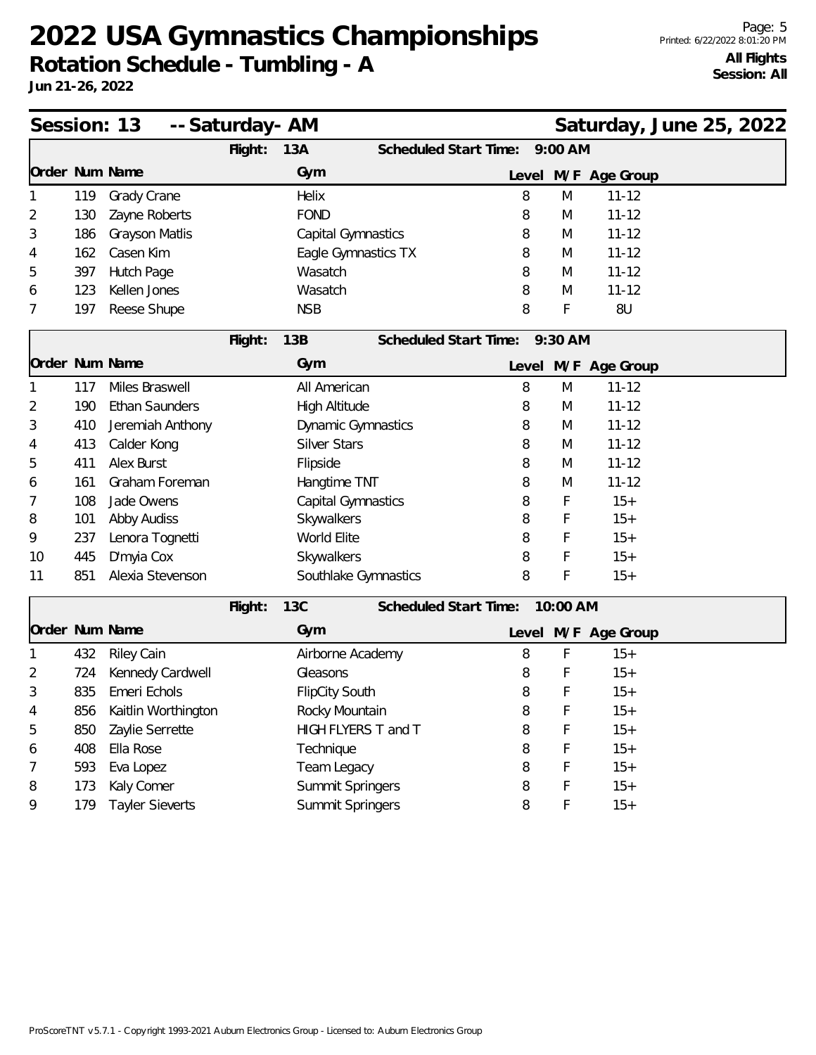# 2022 USA Gymnastics Championships

## Rotation Schedule - Tumbling - A

**Jun 21-26, 2022**

Page: 5
Printed: 6/22/2022 8:01:20 PM

**All Flights**
**Session: All**

## Session: 13 -- Saturday- AM — Saturday, June 25, 2022

**Flight: 13A — Scheduled Start Time: 9:00 AM**

| Order | Num | Name | Gym | Level | M/F | Age Group |
|---|---|---|---|---|---|---|
| 1 | 119 | Grady Crane | Helix | 8 | M | 11-12 |
| 2 | 130 | Zayne Roberts | FOND | 8 | M | 11-12 |
| 3 | 186 | Grayson Matlis | Capital Gymnastics | 8 | M | 11-12 |
| 4 | 162 | Casen Kim | Eagle Gymnastics TX | 8 | M | 11-12 |
| 5 | 397 | Hutch Page | Wasatch | 8 | M | 11-12 |
| 6 | 123 | Kellen Jones | Wasatch | 8 | M | 11-12 |
| 7 | 197 | Reese Shupe | NSB | 8 | F | 8U |

**Flight: 13B — Scheduled Start Time: 9:30 AM**

| Order | Num | Name | Gym | Level | M/F | Age Group |
|---|---|---|---|---|---|---|
| 1 | 117 | Miles Braswell | All American | 8 | M | 11-12 |
| 2 | 190 | Ethan Saunders | High Altitude | 8 | M | 11-12 |
| 3 | 410 | Jeremiah Anthony | Dynamic Gymnastics | 8 | M | 11-12 |
| 4 | 413 | Calder Kong | Silver Stars | 8 | M | 11-12 |
| 5 | 411 | Alex Burst | Flipside | 8 | M | 11-12 |
| 6 | 161 | Graham Foreman | Hangtime TNT | 8 | M | 11-12 |
| 7 | 108 | Jade Owens | Capital Gymnastics | 8 | F | 15+ |
| 8 | 101 | Abby Audiss | Skywalkers | 8 | F | 15+ |
| 9 | 237 | Lenora Tognetti | World Elite | 8 | F | 15+ |
| 10 | 445 | D'myia Cox | Skywalkers | 8 | F | 15+ |
| 11 | 851 | Alexia Stevenson | Southlake Gymnastics | 8 | F | 15+ |

**Flight: 13C — Scheduled Start Time: 10:00 AM**

| Order | Num | Name | Gym | Level | M/F | Age Group |
|---|---|---|---|---|---|---|
| 1 | 432 | Riley Cain | Airborne Academy | 8 | F | 15+ |
| 2 | 724 | Kennedy Cardwell | Gleasons | 8 | F | 15+ |
| 3 | 835 | Emeri Echols | FlipCity South | 8 | F | 15+ |
| 4 | 856 | Kaitlin Worthington | Rocky Mountain | 8 | F | 15+ |
| 5 | 850 | Zaylie Serrette | HIGH FLYERS T and T | 8 | F | 15+ |
| 6 | 408 | Ella Rose | Technique | 8 | F | 15+ |
| 7 | 593 | Eva Lopez | Team Legacy | 8 | F | 15+ |
| 8 | 173 | Kaly Comer | Summit Springers | 8 | F | 15+ |
| 9 | 179 | Tayler Sieverts | Summit Springers | 8 | F | 15+ |

ProScoreTNT v5.7.1 - Copyright 1993-2021 Auburn Electronics Group - Licensed to: Auburn Electronics Group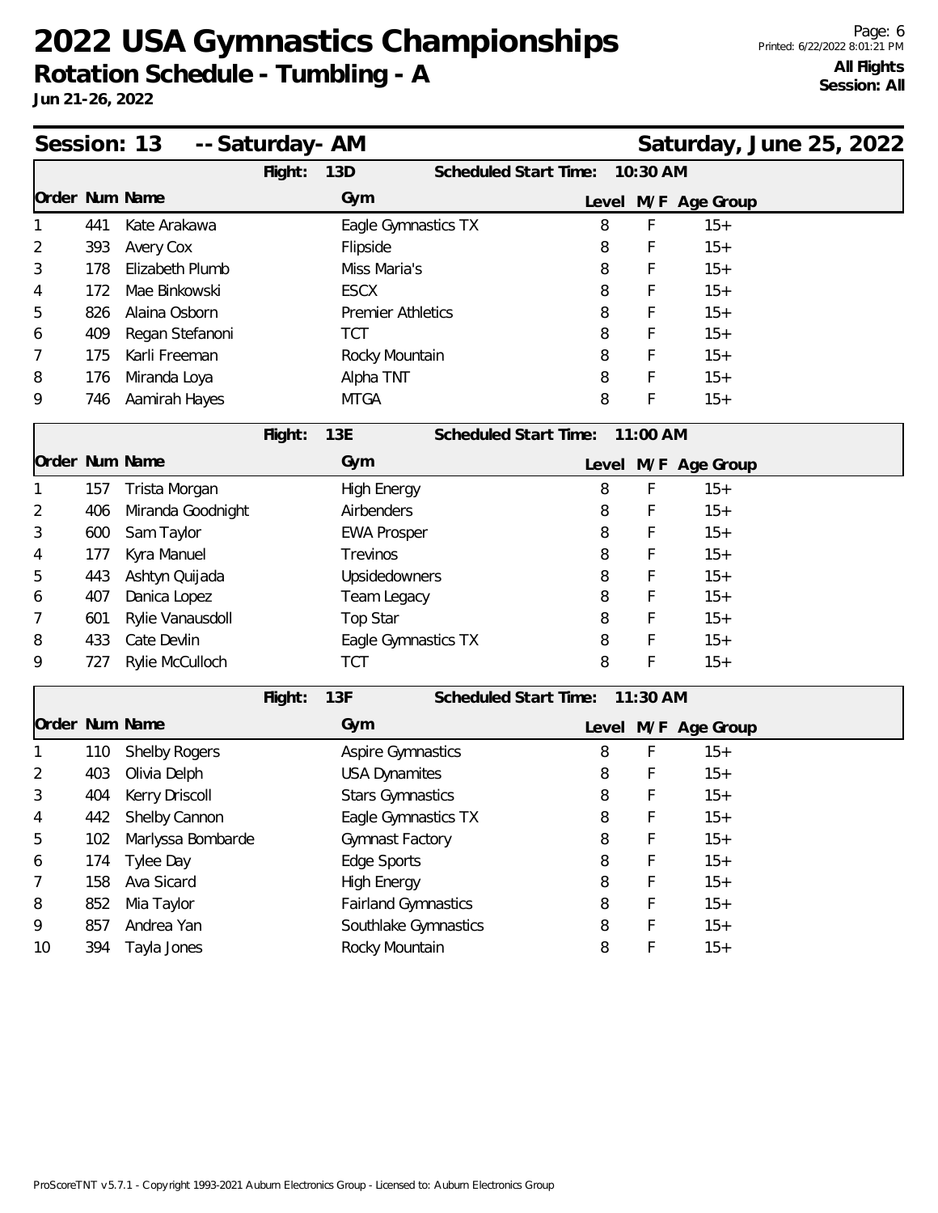# 2022 USA Gymnastics Championships

## Rotation Schedule - Tumbling - A

**Jun 21-26, 2022**

**All Flights**
**Session: All**

## Session: 13 -- Saturday- AM — Saturday, June 25, 2022

### Flight: 13D — Scheduled Start Time: 10:30 AM

| Order | Num | Name | Gym | Level | M/F | Age Group |
|---|---|---|---|---|---|---|
| 1 | 441 | Kate Arakawa | Eagle Gymnastics TX | 8 | F | 15+ |
| 2 | 393 | Avery Cox | Flipside | 8 | F | 15+ |
| 3 | 178 | Elizabeth Plumb | Miss Maria's | 8 | F | 15+ |
| 4 | 172 | Mae Binkowski | ESCX | 8 | F | 15+ |
| 5 | 826 | Alaina Osborn | Premier Athletics | 8 | F | 15+ |
| 6 | 409 | Regan Stefanoni | TCT | 8 | F | 15+ |
| 7 | 175 | Karli Freeman | Rocky Mountain | 8 | F | 15+ |
| 8 | 176 | Miranda Loya | Alpha TNT | 8 | F | 15+ |
| 9 | 746 | Aamirah Hayes | MTGA | 8 | F | 15+ |

### Flight: 13E — Scheduled Start Time: 11:00 AM

| Order | Num | Name | Gym | Level | M/F | Age Group |
|---|---|---|---|---|---|---|
| 1 | 157 | Trista Morgan | High Energy | 8 | F | 15+ |
| 2 | 406 | Miranda Goodnight | Airbenders | 8 | F | 15+ |
| 3 | 600 | Sam Taylor | EWA Prosper | 8 | F | 15+ |
| 4 | 177 | Kyra Manuel | Trevinos | 8 | F | 15+ |
| 5 | 443 | Ashtyn Quijada | Upsidedowners | 8 | F | 15+ |
| 6 | 407 | Danica Lopez | Team Legacy | 8 | F | 15+ |
| 7 | 601 | Rylie Vanausdoll | Top Star | 8 | F | 15+ |
| 8 | 433 | Cate Devlin | Eagle Gymnastics TX | 8 | F | 15+ |
| 9 | 727 | Rylie McCulloch | TCT | 8 | F | 15+ |

### Flight: 13F — Scheduled Start Time: 11:30 AM

| Order | Num | Name | Gym | Level | M/F | Age Group |
|---|---|---|---|---|---|---|
| 1 | 110 | Shelby Rogers | Aspire Gymnastics | 8 | F | 15+ |
| 2 | 403 | Olivia Delph | USA Dynamites | 8 | F | 15+ |
| 3 | 404 | Kerry Driscoll | Stars Gymnastics | 8 | F | 15+ |
| 4 | 442 | Shelby Cannon | Eagle Gymnastics TX | 8 | F | 15+ |
| 5 | 102 | Marlyssa Bombarde | Gymnast Factory | 8 | F | 15+ |
| 6 | 174 | Tylee Day | Edge Sports | 8 | F | 15+ |
| 7 | 158 | Ava Sicard | High Energy | 8 | F | 15+ |
| 8 | 852 | Mia Taylor | Fairland Gymnastics | 8 | F | 15+ |
| 9 | 857 | Andrea Yan | Southlake Gymnastics | 8 | F | 15+ |
| 10 | 394 | Tayla Jones | Rocky Mountain | 8 | F | 15+ |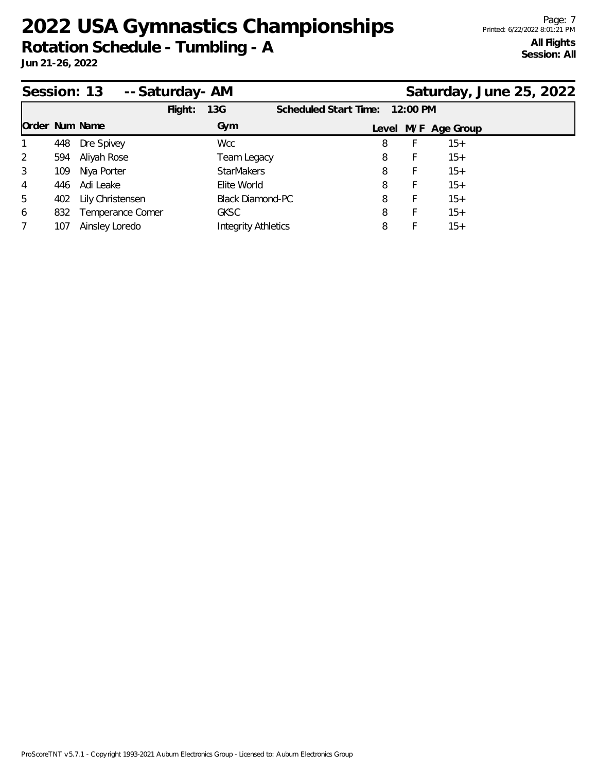# 2022 USA Gymnastics Championships

## Rotation Schedule - Tumbling - A

**Jun 21-26, 2022**

**All Flights**
**Session: All**

## Session: 13 -- Saturday- AM — Saturday, June 25, 2022

**Flight:** 13G **Scheduled Start Time:** 12:00 PM

| Order | Num | Name | Gym | Level | M/F | Age Group |
|---|---|---|---|---|---|---|
| 1 | 448 | Dre Spivey | Wcc | 8 | F | 15+ |
| 2 | 594 | Aliyah Rose | Team Legacy | 8 | F | 15+ |
| 3 | 109 | Niya Porter | StarMakers | 8 | F | 15+ |
| 4 | 446 | Adi Leake | Elite World | 8 | F | 15+ |
| 5 | 402 | Lily Christensen | Black Diamond-PC | 8 | F | 15+ |
| 6 | 832 | Temperance Comer | GKSC | 8 | F | 15+ |
| 7 | 107 | Ainsley Loredo | Integrity Athletics | 8 | F | 15+ |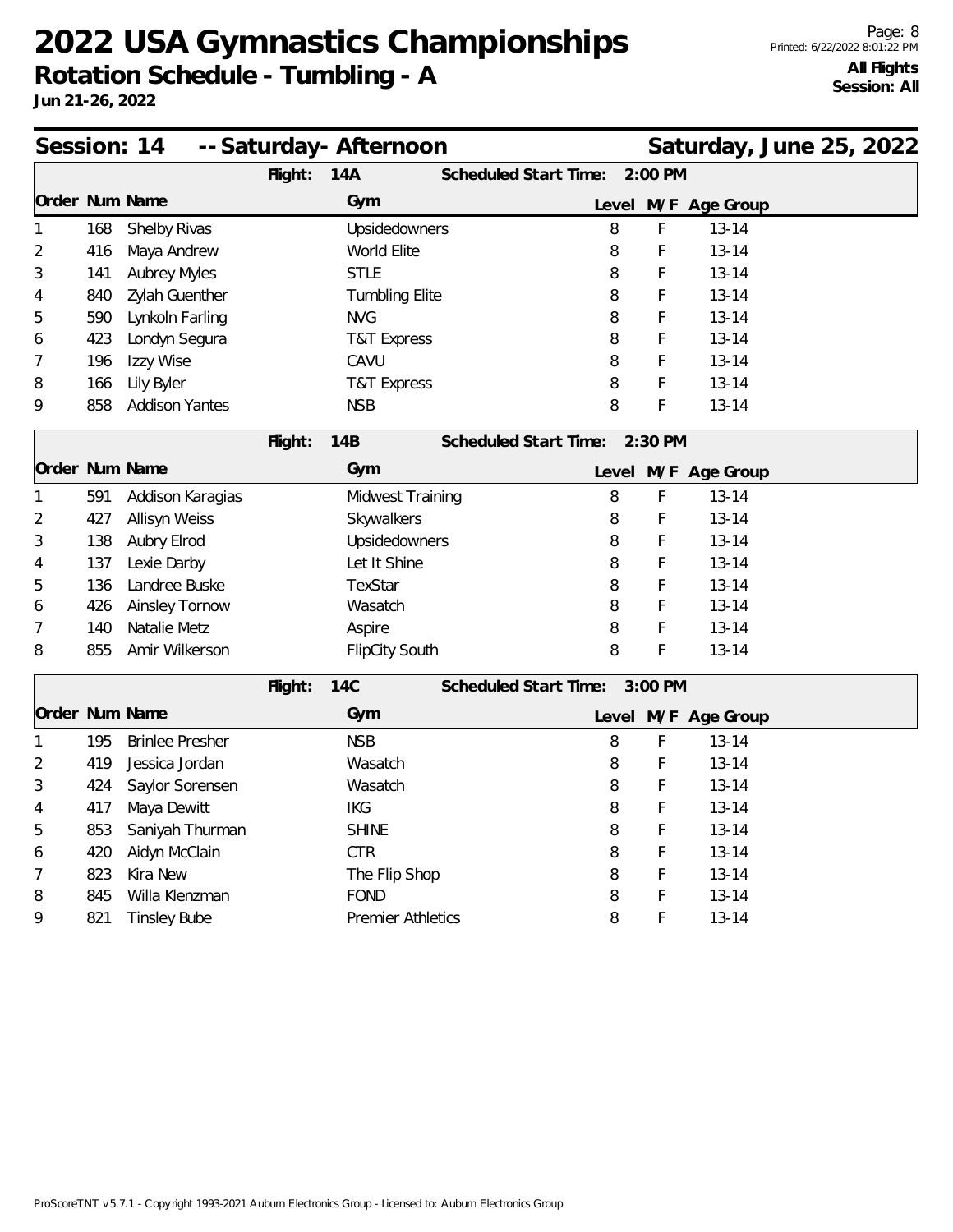# 2022 USA Gymnastics Championships

## Rotation Schedule - Tumbling - A

**Jun 21-26, 2022**

**All Flights**
**Session: All**

## Session: 14 -- Saturday- Afternoon — Saturday, June 25, 2022

**Flight: 14A** — Scheduled Start Time: 2:00 PM

| Order | Num | Name | Gym | Level | M/F | Age Group |
|---|---|---|---|---|---|---|
| 1 | 168 | Shelby Rivas | Upsidedowners | 8 | F | 13-14 |
| 2 | 416 | Maya Andrew | World Elite | 8 | F | 13-14 |
| 3 | 141 | Aubrey Myles | STLE | 8 | F | 13-14 |
| 4 | 840 | Zylah Guenther | Tumbling Elite | 8 | F | 13-14 |
| 5 | 590 | Lynkoln Farling | NVG | 8 | F | 13-14 |
| 6 | 423 | Londyn Segura | T&T Express | 8 | F | 13-14 |
| 7 | 196 | Izzy Wise | CAVU | 8 | F | 13-14 |
| 8 | 166 | Lily Byler | T&T Express | 8 | F | 13-14 |
| 9 | 858 | Addison Yantes | NSB | 8 | F | 13-14 |

**Flight: 14B** — Scheduled Start Time: 2:30 PM

| Order | Num | Name | Gym | Level | M/F | Age Group |
|---|---|---|---|---|---|---|
| 1 | 591 | Addison Karagias | Midwest Training | 8 | F | 13-14 |
| 2 | 427 | Allisyn Weiss | Skywalkers | 8 | F | 13-14 |
| 3 | 138 | Aubry Elrod | Upsidedowners | 8 | F | 13-14 |
| 4 | 137 | Lexie Darby | Let It Shine | 8 | F | 13-14 |
| 5 | 136 | Landree Buske | TexStar | 8 | F | 13-14 |
| 6 | 426 | Ainsley Tornow | Wasatch | 8 | F | 13-14 |
| 7 | 140 | Natalie Metz | Aspire | 8 | F | 13-14 |
| 8 | 855 | Amir Wilkerson | FlipCity South | 8 | F | 13-14 |

**Flight: 14C** — Scheduled Start Time: 3:00 PM

| Order | Num | Name | Gym | Level | M/F | Age Group |
|---|---|---|---|---|---|---|
| 1 | 195 | Brinlee Presher | NSB | 8 | F | 13-14 |
| 2 | 419 | Jessica Jordan | Wasatch | 8 | F | 13-14 |
| 3 | 424 | Saylor Sorensen | Wasatch | 8 | F | 13-14 |
| 4 | 417 | Maya Dewitt | IKG | 8 | F | 13-14 |
| 5 | 853 | Saniyah Thurman | SHINE | 8 | F | 13-14 |
| 6 | 420 | Aidyn McClain | CTR | 8 | F | 13-14 |
| 7 | 823 | Kira New | The Flip Shop | 8 | F | 13-14 |
| 8 | 845 | Willa Klenzman | FOND | 8 | F | 13-14 |
| 9 | 821 | Tinsley Bube | Premier Athletics | 8 | F | 13-14 |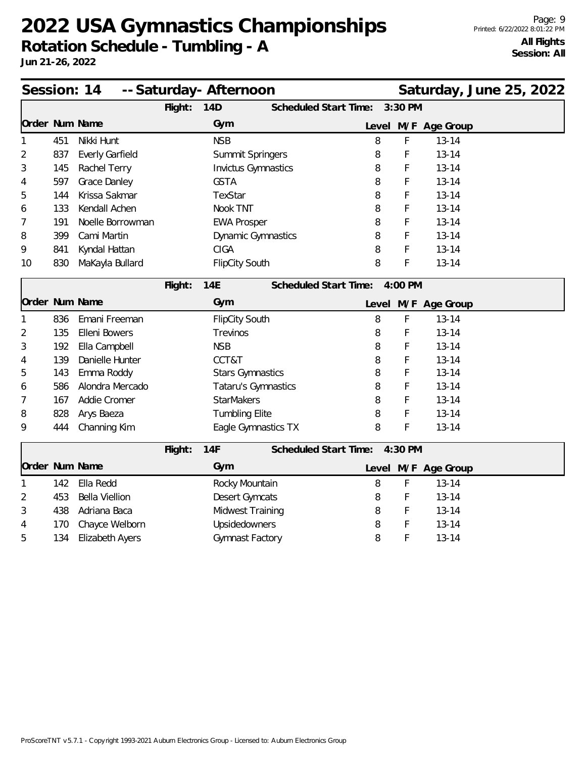# 2022 USA Gymnastics Championships

## Rotation Schedule - Tumbling - A

**Jun 21-26, 2022**

**All Flights**
**Session: All**

## Session: 14 -- Saturday- Afternoon — Saturday, June 25, 2022

**Flight: 14D** — Scheduled Start Time: 3:30 PM

| Order | Num | Name | Gym | Level | M/F | Age Group |
|---|---|---|---|---|---|---|
| 1 | 451 | Nikki Hunt | NSB | 8 | F | 13-14 |
| 2 | 837 | Everly Garfield | Summit Springers | 8 | F | 13-14 |
| 3 | 145 | Rachel Terry | Invictus Gymnastics | 8 | F | 13-14 |
| 4 | 597 | Grace Danley | GSTA | 8 | F | 13-14 |
| 5 | 144 | Krissa Sakmar | TexStar | 8 | F | 13-14 |
| 6 | 133 | Kendall Achen | Nook TNT | 8 | F | 13-14 |
| 7 | 191 | Noelle Borrowman | EWA Prosper | 8 | F | 13-14 |
| 8 | 399 | Cami Martin | Dynamic Gymnastics | 8 | F | 13-14 |
| 9 | 841 | Kyndal Hattan | CIGA | 8 | F | 13-14 |
| 10 | 830 | MaKayla Bullard | FlipCity South | 8 | F | 13-14 |

**Flight: 14E** — Scheduled Start Time: 4:00 PM

| Order | Num | Name | Gym | Level | M/F | Age Group |
|---|---|---|---|---|---|---|
| 1 | 836 | Emani Freeman | FlipCity South | 8 | F | 13-14 |
| 2 | 135 | Elleni Bowers | Trevinos | 8 | F | 13-14 |
| 3 | 192 | Ella Campbell | NSB | 8 | F | 13-14 |
| 4 | 139 | Danielle Hunter | CCT&T | 8 | F | 13-14 |
| 5 | 143 | Emma Roddy | Stars Gymnastics | 8 | F | 13-14 |
| 6 | 586 | Alondra Mercado | Tataru's Gymnastics | 8 | F | 13-14 |
| 7 | 167 | Addie Cromer | StarMakers | 8 | F | 13-14 |
| 8 | 828 | Arys Baeza | Tumbling Elite | 8 | F | 13-14 |
| 9 | 444 | Channing Kim | Eagle Gymnastics TX | 8 | F | 13-14 |

**Flight: 14F** — Scheduled Start Time: 4:30 PM

| Order | Num | Name | Gym | Level | M/F | Age Group |
|---|---|---|---|---|---|---|
| 1 | 142 | Ella Redd | Rocky Mountain | 8 | F | 13-14 |
| 2 | 453 | Bella Viellion | Desert Gymcats | 8 | F | 13-14 |
| 3 | 438 | Adriana Baca | Midwest Training | 8 | F | 13-14 |
| 4 | 170 | Chayce Welborn | Upsidedowners | 8 | F | 13-14 |
| 5 | 134 | Elizabeth Ayers | Gymnast Factory | 8 | F | 13-14 |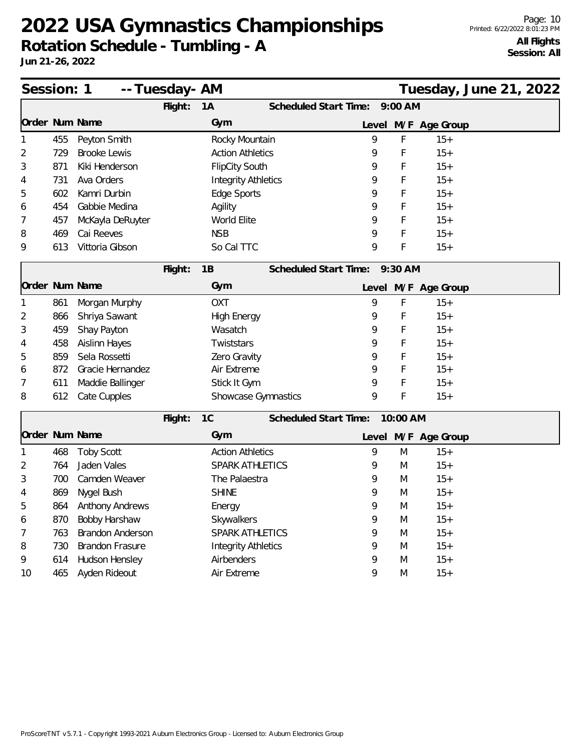# 2022 USA Gymnastics Championships

## Rotation Schedule - Tumbling - A

**Jun 21-26, 2022**

**All Flights**
**Session: All**

### Session: 1 -- Tuesday- AM — Tuesday, June 21, 2022

**Flight: 1A — Scheduled Start Time: 9:00 AM**

| Order | Num | Name | Gym | Level | M/F | Age Group |
|---|---|---|---|---|---|---|
| 1 | 455 | Peyton Smith | Rocky Mountain | 9 | F | 15+ |
| 2 | 729 | Brooke Lewis | Action Athletics | 9 | F | 15+ |
| 3 | 871 | Kiki Henderson | FlipCity South | 9 | F | 15+ |
| 4 | 731 | Ava Orders | Integrity Athletics | 9 | F | 15+ |
| 5 | 602 | Kamri Durbin | Edge Sports | 9 | F | 15+ |
| 6 | 454 | Gabbie Medina | Agility | 9 | F | 15+ |
| 7 | 457 | McKayla DeRuyter | World Elite | 9 | F | 15+ |
| 8 | 469 | Cai Reeves | NSB | 9 | F | 15+ |
| 9 | 613 | Vittoria Gibson | So Cal TTC | 9 | F | 15+ |

**Flight: 1B — Scheduled Start Time: 9:30 AM**

| Order | Num | Name | Gym | Level | M/F | Age Group |
|---|---|---|---|---|---|---|
| 1 | 861 | Morgan Murphy | OXT | 9 | F | 15+ |
| 2 | 866 | Shriya Sawant | High Energy | 9 | F | 15+ |
| 3 | 459 | Shay Payton | Wasatch | 9 | F | 15+ |
| 4 | 458 | Aislinn Hayes | Twiststars | 9 | F | 15+ |
| 5 | 859 | Sela Rossetti | Zero Gravity | 9 | F | 15+ |
| 6 | 872 | Gracie Hernandez | Air Extreme | 9 | F | 15+ |
| 7 | 611 | Maddie Ballinger | Stick It Gym | 9 | F | 15+ |
| 8 | 612 | Cate Cupples | Showcase Gymnastics | 9 | F | 15+ |

**Flight: 1C — Scheduled Start Time: 10:00 AM**

| Order | Num | Name | Gym | Level | M/F | Age Group |
|---|---|---|---|---|---|---|
| 1 | 468 | Toby Scott | Action Athletics | 9 | M | 15+ |
| 2 | 764 | Jaden Vales | SPARK ATHLETICS | 9 | M | 15+ |
| 3 | 700 | Camden Weaver | The Palaestra | 9 | M | 15+ |
| 4 | 869 | Nygel Bush | SHINE | 9 | M | 15+ |
| 5 | 864 | Anthony Andrews | Energy | 9 | M | 15+ |
| 6 | 870 | Bobby Harshaw | Skywalkers | 9 | M | 15+ |
| 7 | 763 | Brandon Anderson | SPARK ATHLETICS | 9 | M | 15+ |
| 8 | 730 | Brandon Frasure | Integrity Athletics | 9 | M | 15+ |
| 9 | 614 | Hudson Hensley | Airbenders | 9 | M | 15+ |
| 10 | 465 | Ayden Rideout | Air Extreme | 9 | M | 15+ |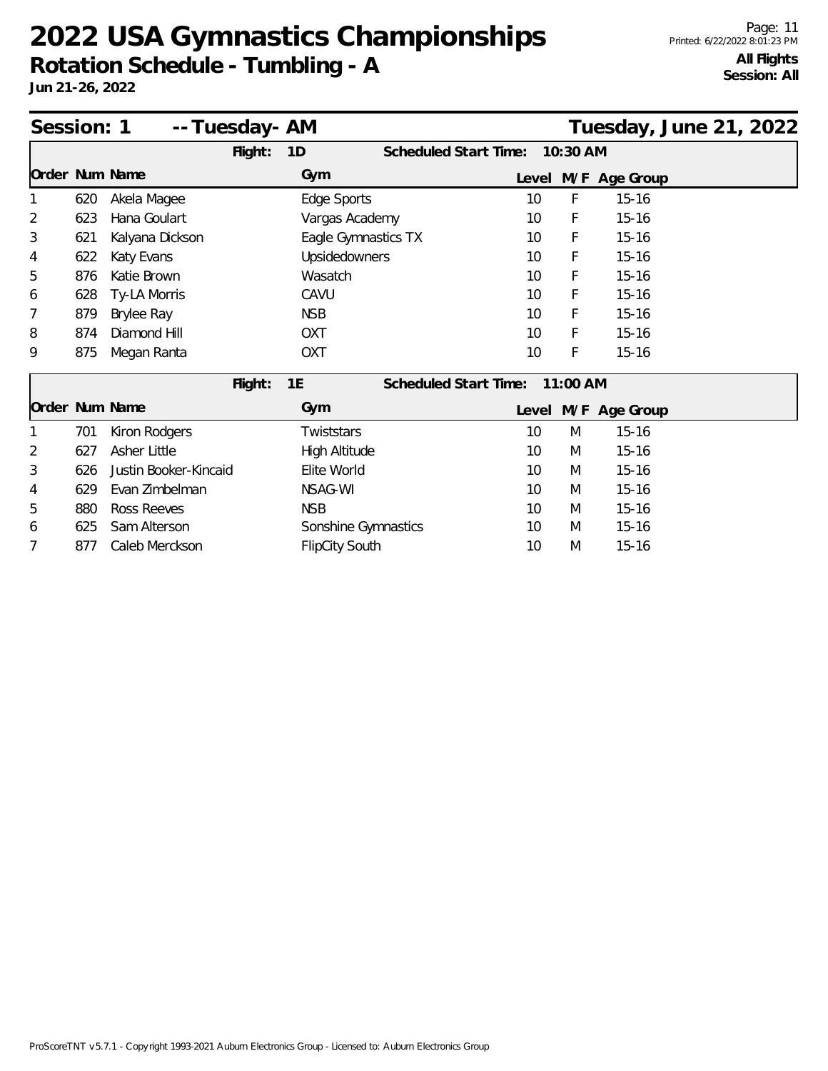# 2022 USA Gymnastics Championships

**Rotation Schedule - Tumbling - A**

**Jun 21-26, 2022**

**All Flights**
**Session: All**

## Session: 1 -- Tuesday- AM — Tuesday, June 21, 2022

**Flight: 1D — Scheduled Start Time: 10:30 AM**

| Order | Num | Name | Gym | Level | M/F | Age Group |
|---|---|---|---|---|---|---|
| 1 | 620 | Akela Magee | Edge Sports | 10 | F | 15-16 |
| 2 | 623 | Hana Goulart | Vargas Academy | 10 | F | 15-16 |
| 3 | 621 | Kalyana Dickson | Eagle Gymnastics TX | 10 | F | 15-16 |
| 4 | 622 | Katy Evans | Upsidedowners | 10 | F | 15-16 |
| 5 | 876 | Katie Brown | Wasatch | 10 | F | 15-16 |
| 6 | 628 | Ty-LA Morris | CAVU | 10 | F | 15-16 |
| 7 | 879 | Brylee Ray | NSB | 10 | F | 15-16 |
| 8 | 874 | Diamond Hill | OXT | 10 | F | 15-16 |
| 9 | 875 | Megan Ranta | OXT | 10 | F | 15-16 |

**Flight: 1E — Scheduled Start Time: 11:00 AM**

| Order | Num | Name | Gym | Level | M/F | Age Group |
|---|---|---|---|---|---|---|
| 1 | 701 | Kiron Rodgers | Twiststars | 10 | M | 15-16 |
| 2 | 627 | Asher Little | High Altitude | 10 | M | 15-16 |
| 3 | 626 | Justin Booker-Kincaid | Elite World | 10 | M | 15-16 |
| 4 | 629 | Evan Zimbelman | NSAG-WI | 10 | M | 15-16 |
| 5 | 880 | Ross Reeves | NSB | 10 | M | 15-16 |
| 6 | 625 | Sam Alterson | Sonshine Gymnastics | 10 | M | 15-16 |
| 7 | 877 | Caleb Merckson | FlipCity South | 10 | M | 15-16 |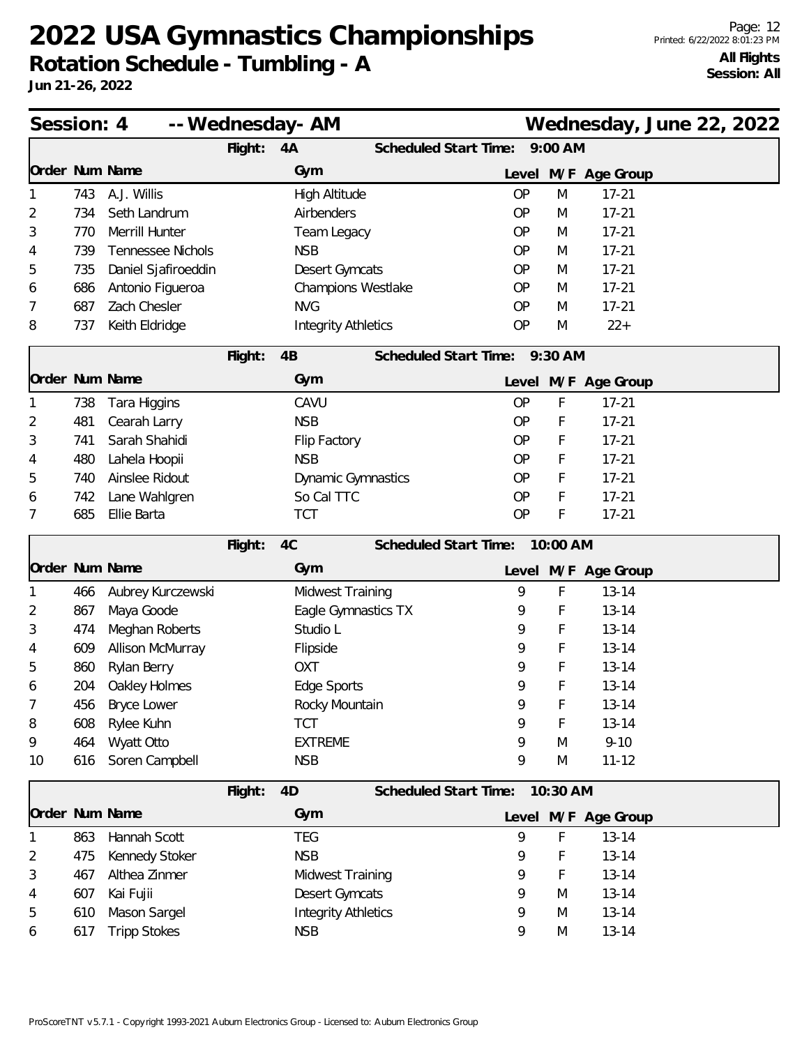# 2022 USA Gymnastics Championships

**Rotation Schedule - Tumbling - A**

**Jun 21-26, 2022**

**All Flights**
**Session: All**

## Session: 4 -- Wednesday- AM — Wednesday, June 22, 2022

**Flight: 4A — Scheduled Start Time: 9:00 AM**

| Order | Num | Name | Gym | Level | M/F | Age Group |
|---|---|---|---|---|---|---|
| 1 | 743 | A.J. Willis | High Altitude | OP | M | 17-21 |
| 2 | 734 | Seth Landrum | Airbenders | OP | M | 17-21 |
| 3 | 770 | Merrill Hunter | Team Legacy | OP | M | 17-21 |
| 4 | 739 | Tennessee Nichols | NSB | OP | M | 17-21 |
| 5 | 735 | Daniel Sjafiroeddin | Desert Gymcats | OP | M | 17-21 |
| 6 | 686 | Antonio Figueroa | Champions Westlake | OP | M | 17-21 |
| 7 | 687 | Zach Chesler | NVG | OP | M | 17-21 |
| 8 | 737 | Keith Eldridge | Integrity Athletics | OP | M | 22+ |

**Flight: 4B — Scheduled Start Time: 9:30 AM**

| Order | Num | Name | Gym | Level | M/F | Age Group |
|---|---|---|---|---|---|---|
| 1 | 738 | Tara Higgins | CAVU | OP | F | 17-21 |
| 2 | 481 | Cearah Larry | NSB | OP | F | 17-21 |
| 3 | 741 | Sarah Shahidi | Flip Factory | OP | F | 17-21 |
| 4 | 480 | Lahela Hoopii | NSB | OP | F | 17-21 |
| 5 | 740 | Ainslee Ridout | Dynamic Gymnastics | OP | F | 17-21 |
| 6 | 742 | Lane Wahlgren | So Cal TTC | OP | F | 17-21 |
| 7 | 685 | Ellie Barta | TCT | OP | F | 17-21 |

**Flight: 4C — Scheduled Start Time: 10:00 AM**

| Order | Num | Name | Gym | Level | M/F | Age Group |
|---|---|---|---|---|---|---|
| 1 | 466 | Aubrey Kurczewski | Midwest Training | 9 | F | 13-14 |
| 2 | 867 | Maya Goode | Eagle Gymnastics TX | 9 | F | 13-14 |
| 3 | 474 | Meghan Roberts | Studio L | 9 | F | 13-14 |
| 4 | 609 | Allison McMurray | Flipside | 9 | F | 13-14 |
| 5 | 860 | Rylan Berry | OXT | 9 | F | 13-14 |
| 6 | 204 | Oakley Holmes | Edge Sports | 9 | F | 13-14 |
| 7 | 456 | Bryce Lower | Rocky Mountain | 9 | F | 13-14 |
| 8 | 608 | Rylee Kuhn | TCT | 9 | F | 13-14 |
| 9 | 464 | Wyatt Otto | EXTREME | 9 | M | 9-10 |
| 10 | 616 | Soren Campbell | NSB | 9 | M | 11-12 |

**Flight: 4D — Scheduled Start Time: 10:30 AM**

| Order | Num | Name | Gym | Level | M/F | Age Group |
|---|---|---|---|---|---|---|
| 1 | 863 | Hannah Scott | TEG | 9 | F | 13-14 |
| 2 | 475 | Kennedy Stoker | NSB | 9 | F | 13-14 |
| 3 | 467 | Althea Zinmer | Midwest Training | 9 | F | 13-14 |
| 4 | 607 | Kai Fujii | Desert Gymcats | 9 | M | 13-14 |
| 5 | 610 | Mason Sargel | Integrity Athletics | 9 | M | 13-14 |
| 6 | 617 | Tripp Stokes | NSB | 9 | M | 13-14 |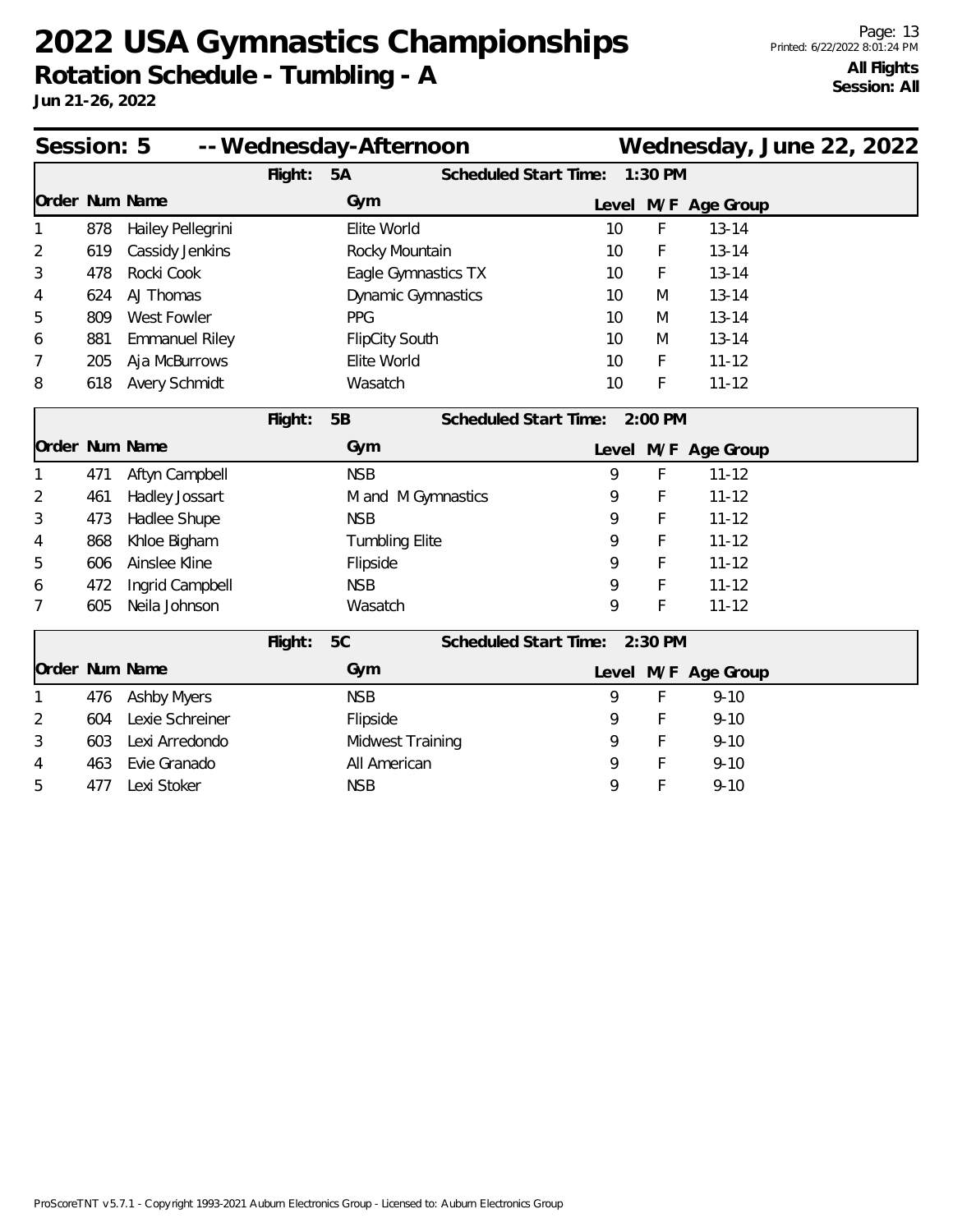# 2022 USA Gymnastics Championships

## Rotation Schedule - Tumbling - A

**Jun 21-26, 2022**

**All Flights**
**Session: All**

## Session: 5 -- Wednesday-Afternoon — Wednesday, June 22, 2022

**Flight: 5A — Scheduled Start Time: 1:30 PM**

| Order | Num | Name | Gym | Level | M/F | Age Group |
|---|---|---|---|---|---|---|
| 1 | 878 | Hailey Pellegrini | Elite World | 10 | F | 13-14 |
| 2 | 619 | Cassidy Jenkins | Rocky Mountain | 10 | F | 13-14 |
| 3 | 478 | Rocki Cook | Eagle Gymnastics TX | 10 | F | 13-14 |
| 4 | 624 | AJ Thomas | Dynamic Gymnastics | 10 | M | 13-14 |
| 5 | 809 | West Fowler | PPG | 10 | M | 13-14 |
| 6 | 881 | Emmanuel Riley | FlipCity South | 10 | M | 13-14 |
| 7 | 205 | Aja McBurrows | Elite World | 10 | F | 11-12 |
| 8 | 618 | Avery Schmidt | Wasatch | 10 | F | 11-12 |

**Flight: 5B — Scheduled Start Time: 2:00 PM**

| Order | Num | Name | Gym | Level | M/F | Age Group |
|---|---|---|---|---|---|---|
| 1 | 471 | Aftyn Campbell | NSB | 9 | F | 11-12 |
| 2 | 461 | Hadley Jossart | M and M Gymnastics | 9 | F | 11-12 |
| 3 | 473 | Hadlee Shupe | NSB | 9 | F | 11-12 |
| 4 | 868 | Khloe Bigham | Tumbling Elite | 9 | F | 11-12 |
| 5 | 606 | Ainslee Kline | Flipside | 9 | F | 11-12 |
| 6 | 472 | Ingrid Campbell | NSB | 9 | F | 11-12 |
| 7 | 605 | Neila Johnson | Wasatch | 9 | F | 11-12 |

**Flight: 5C — Scheduled Start Time: 2:30 PM**

| Order | Num | Name | Gym | Level | M/F | Age Group |
|---|---|---|---|---|---|---|
| 1 | 476 | Ashby Myers | NSB | 9 | F | 9-10 |
| 2 | 604 | Lexie Schreiner | Flipside | 9 | F | 9-10 |
| 3 | 603 | Lexi Arredondo | Midwest Training | 9 | F | 9-10 |
| 4 | 463 | Evie Granado | All American | 9 | F | 9-10 |
| 5 | 477 | Lexi Stoker | NSB | 9 | F | 9-10 |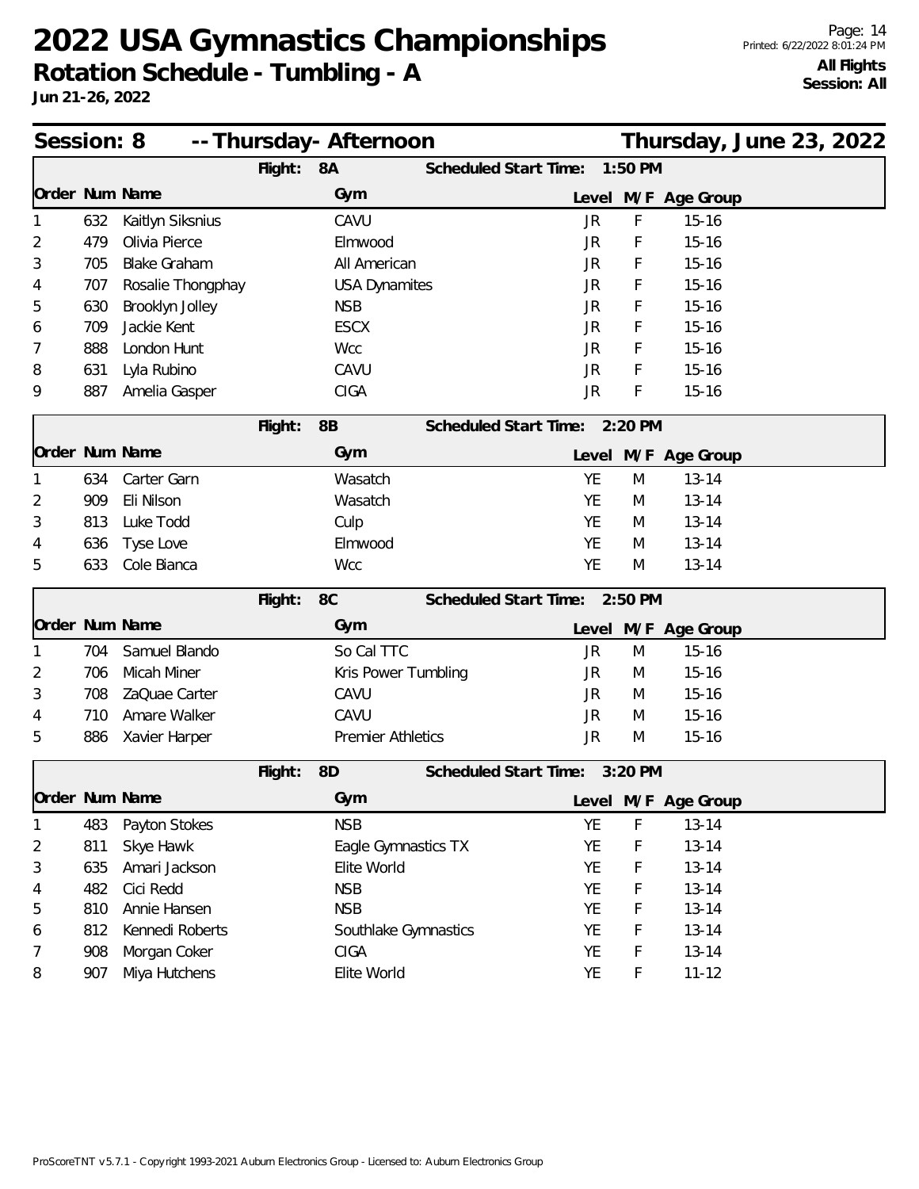# 2022 USA Gymnastics Championships

## Rotation Schedule - Tumbling - A

**Jun 21-26, 2022**

**All Flights**
**Session: All**

## Session: 8 -- Thursday- Afternoon — Thursday, June 23, 2022

### Flight: 8A — Scheduled Start Time: 1:50 PM

| Order | Num | Name | Gym | Level | M/F | Age Group |
|---|---|---|---|---|---|---|
| 1 | 632 | Kaitlyn Siksnius | CAVU | JR | F | 15-16 |
| 2 | 479 | Olivia Pierce | Elmwood | JR | F | 15-16 |
| 3 | 705 | Blake Graham | All American | JR | F | 15-16 |
| 4 | 707 | Rosalie Thongphay | USA Dynamites | JR | F | 15-16 |
| 5 | 630 | Brooklyn Jolley | NSB | JR | F | 15-16 |
| 6 | 709 | Jackie Kent | ESCX | JR | F | 15-16 |
| 7 | 888 | London Hunt | Wcc | JR | F | 15-16 |
| 8 | 631 | Lyla Rubino | CAVU | JR | F | 15-16 |
| 9 | 887 | Amelia Gasper | CIGA | JR | F | 15-16 |

### Flight: 8B — Scheduled Start Time: 2:20 PM

| Order | Num | Name | Gym | Level | M/F | Age Group |
|---|---|---|---|---|---|---|
| 1 | 634 | Carter Garn | Wasatch | YE | M | 13-14 |
| 2 | 909 | Eli Nilson | Wasatch | YE | M | 13-14 |
| 3 | 813 | Luke Todd | Culp | YE | M | 13-14 |
| 4 | 636 | Tyse Love | Elmwood | YE | M | 13-14 |
| 5 | 633 | Cole Bianca | Wcc | YE | M | 13-14 |

### Flight: 8C — Scheduled Start Time: 2:50 PM

| Order | Num | Name | Gym | Level | M/F | Age Group |
|---|---|---|---|---|---|---|
| 1 | 704 | Samuel Blando | So Cal TTC | JR | M | 15-16 |
| 2 | 706 | Micah Miner | Kris Power Tumbling | JR | M | 15-16 |
| 3 | 708 | ZaQuae Carter | CAVU | JR | M | 15-16 |
| 4 | 710 | Amare Walker | CAVU | JR | M | 15-16 |
| 5 | 886 | Xavier Harper | Premier Athletics | JR | M | 15-16 |

### Flight: 8D — Scheduled Start Time: 3:20 PM

| Order | Num | Name | Gym | Level | M/F | Age Group |
|---|---|---|---|---|---|---|
| 1 | 483 | Payton Stokes | NSB | YE | F | 13-14 |
| 2 | 811 | Skye Hawk | Eagle Gymnastics TX | YE | F | 13-14 |
| 3 | 635 | Amari Jackson | Elite World | YE | F | 13-14 |
| 4 | 482 | Cici Redd | NSB | YE | F | 13-14 |
| 5 | 810 | Annie Hansen | NSB | YE | F | 13-14 |
| 6 | 812 | Kennedi Roberts | Southlake Gymnastics | YE | F | 13-14 |
| 7 | 908 | Morgan Coker | CIGA | YE | F | 13-14 |
| 8 | 907 | Miya Hutchens | Elite World | YE | F | 11-12 |